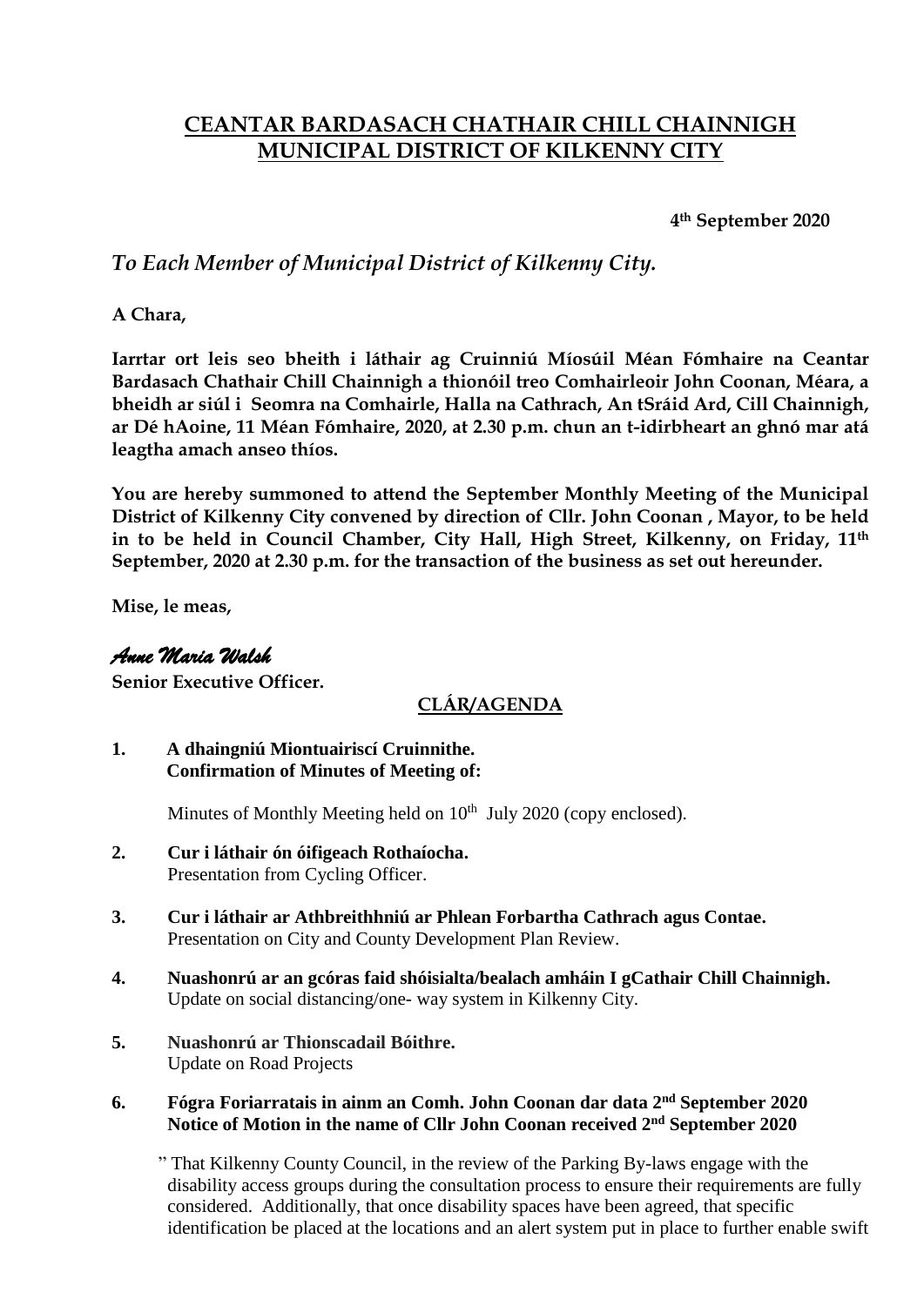# CEANTAR BARDASACH CHATHAIR CHILL CHAINNIGH
# MUNICIPAL DISTRICT OF KILKENNY CITY

**4th September 2020**

*To Each Member of Municipal District of Kilkenny City.*

**A Chara,**

**Iarrtar ort leis seo bheith i láthair ag Cruinniú Míosúil Méan Fómhaire na Ceantar Bardasach Chathair Chill Chainnigh a thionóil treo Comhairleoir John Coonan, Méara, a bheidh ar siúl i Seomra na Comhairle, Halla na Cathrach, An tSráid Ard, Cill Chainnigh, ar Dé hAoine, 11 Méan Fómhaire, 2020, at 2.30 p.m. chun an t-idirbheart an ghnó mar atá leagtha amach anseo thíos.**

**You are hereby summoned to attend the September Monthly Meeting of the Municipal District of Kilkenny City convened by direction of Cllr. John Coonan , Mayor, to be held in to be held in Council Chamber, City Hall, High Street, Kilkenny, on Friday, 11th September, 2020 at 2.30 p.m. for the transaction of the business as set out hereunder.**

**Mise, le meas,**

*Anne Maria Walsh*

**Senior Executive Officer.**

## CLÁR/AGENDA

1. **A dhaingniú Miontuairiscí Cruinnithe.**
   **Confirmation of Minutes of Meeting of:**

   Minutes of Monthly Meeting held on 10th July 2020 (copy enclosed).

2. **Cur i láthair ón óifigeach Rothaíocha.**
   Presentation from Cycling Officer.

3. **Cur i láthair ar Athbreithhniú ar Phlean Forbartha Cathrach agus Contae.**
   Presentation on City and County Development Plan Review.

4. **Nuashonrú ar an gcóras faid shóisialta/bealach amháin I gCathair Chill Chainnigh.**
   Update on social distancing/one- way system in Kilkenny City.

5. **Nuashonrú ar Thionscadail Bóithre.**
   Update on Road Projects

6. **Fógra Foriarratais in ainm an Comh. John Coonan dar data 2nd September 2020**
   **Notice of Motion in the name of Cllr John Coonan received 2nd September 2020**

   " That Kilkenny County Council, in the review of the Parking By-laws engage with the disability access groups during the consultation process to ensure their requirements are fully considered. Additionally, that once disability spaces have been agreed, that specific identification be placed at the locations and an alert system put in place to further enable swift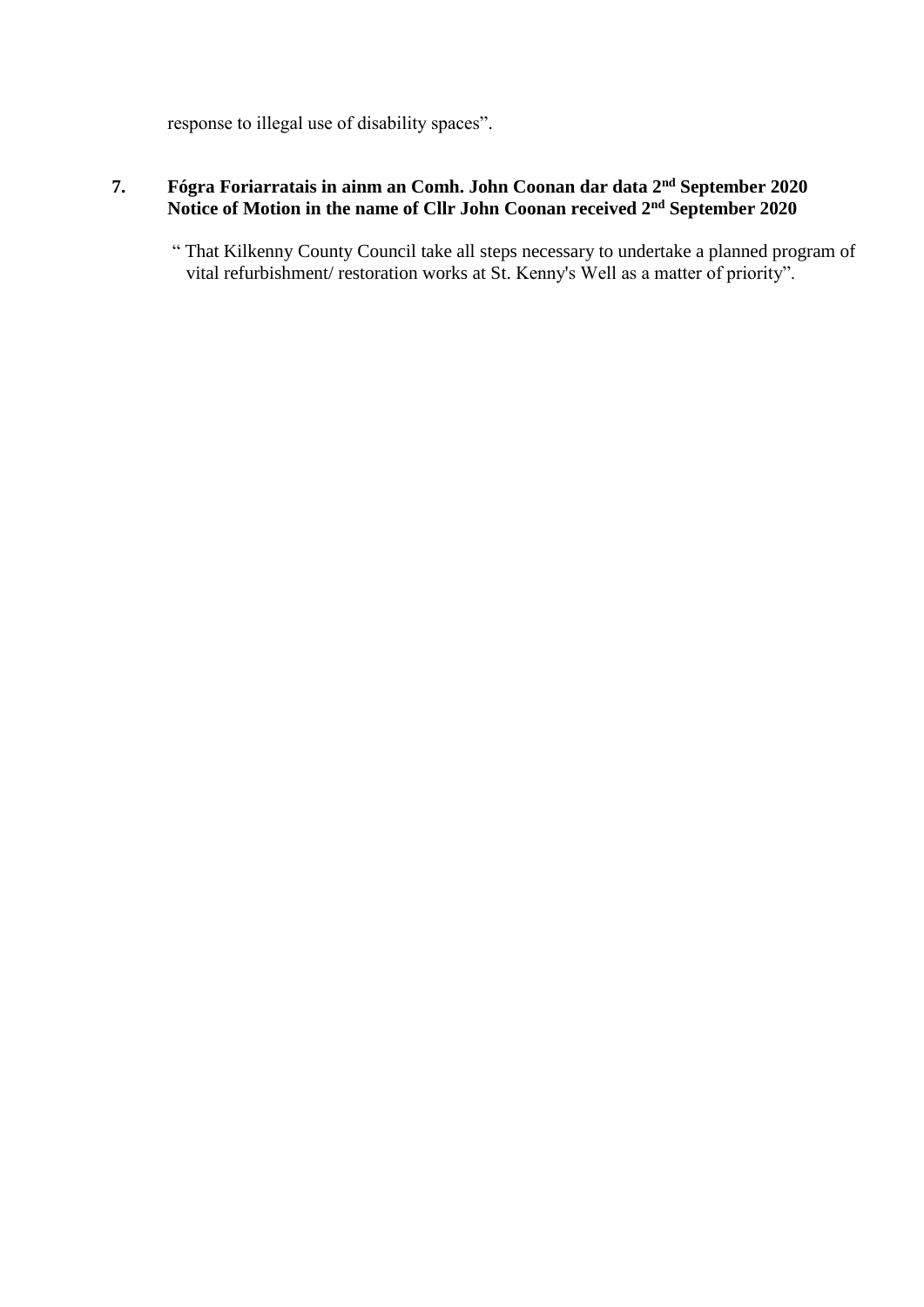response to illegal use of disability spaces".

**7. Fógra Foriarratais in ainm an Comh. John Coonan dar data 2nd September 2020**
**Notice of Motion in the name of Cllr John Coonan received 2nd September 2020**

" That Kilkenny County Council take all steps necessary to undertake a planned program of vital refurbishment/ restoration works at St. Kenny's Well as a matter of priority".